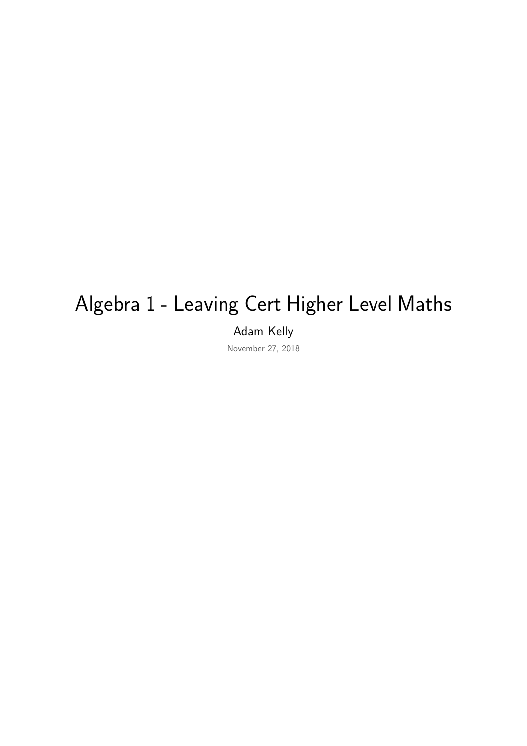# Algebra 1 - Leaving Cert Higher Level Maths

Adam Kelly

November 27, 2018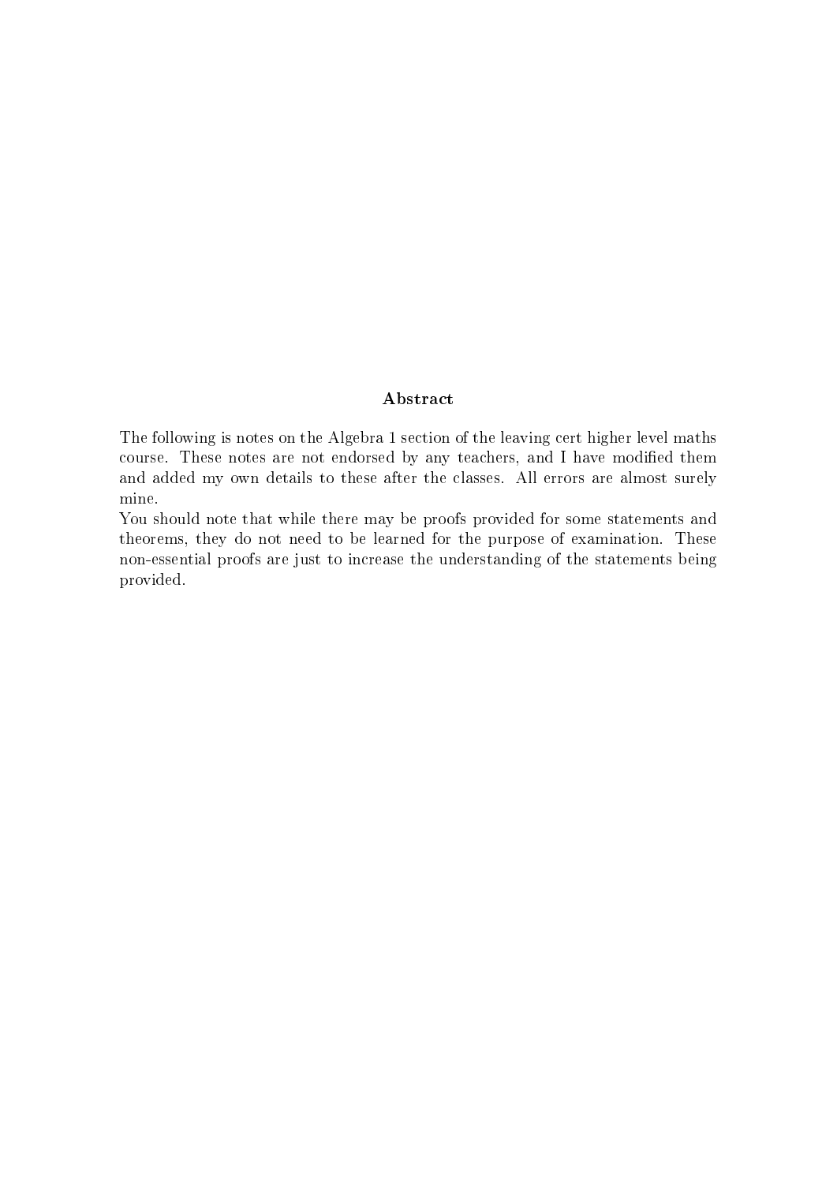**Abstract**

The following is notes on the Algebra 1 section of the leaving cert higher level maths course. These notes are not endorsed by any teachers, and I have modified them and added my own details to these after the classes. All errors are almost surely mine.

You should note that while there may be proofs provided for some statements and theorems, they do not need to be learned for the purpose of examination. These non-essential proofs are just to increase the understanding of the statements being provided.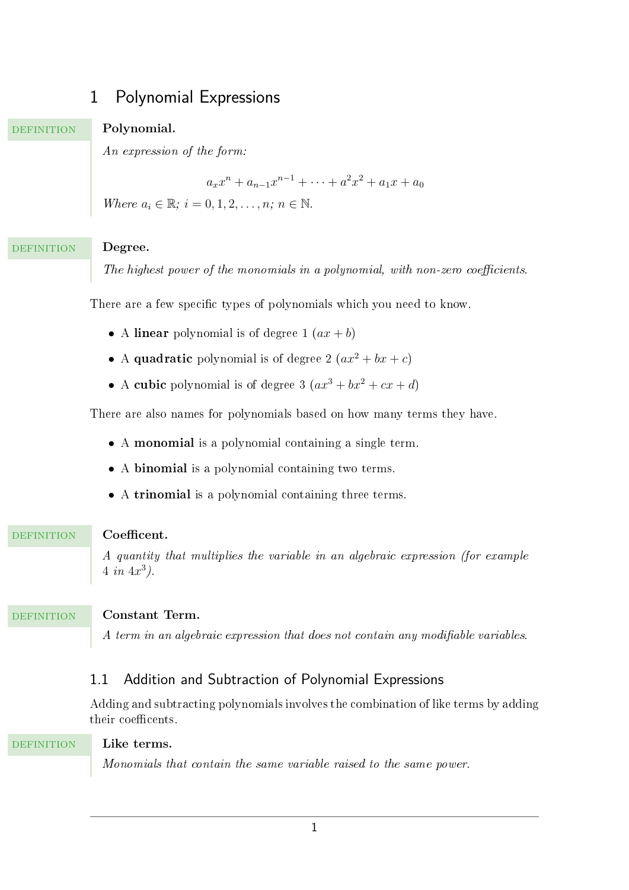# 1 Polynomial Expressions

**DEFINITION** **Polynomial.**

*An expression of the form:*

$$a_x x^n + a_{n-1}x^{n-1} + \cdots + a^2 x^2 + a_1 x + a_0$$

*Where* $a_i \in \mathbb{R}$*;* $i = 0, 1, 2, \ldots, n$*;* $n \in \mathbb{N}$*.*

**DEFINITION** **Degree.**

*The highest power of the monomials in a polynomial, with non-zero coefficients.*

There are a few specific types of polynomials which you need to know.

- A **linear** polynomial is of degree 1 ($ax + b$)
- A **quadratic** polynomial is of degree 2 ($ax^2 + bx + c$)
- A **cubic** polynomial is of degree 3 ($ax^3 + bx^2 + cx + d$)

There are also names for polynomials based on how many terms they have.

- A **monomial** is a polynomial containing a single term.
- A **binomial** is a polynomial containing two terms.
- A **trinomial** is a polynomial containing three terms.

**DEFINITION** **Coefficent.**

*A quantity that multiplies the variable in an algebraic expression (for example 4 in* $4x^3$*).*

**DEFINITION** **Constant Term.**

*A term in an algebraic expression that does not contain any modifiable variables.*

## 1.1 Addition and Subtraction of Polynomial Expressions

Adding and subtracting polynomials involves the combination of like terms by adding their coefficents.

**DEFINITION** **Like terms.**

*Monomials that contain the same variable raised to the same power.*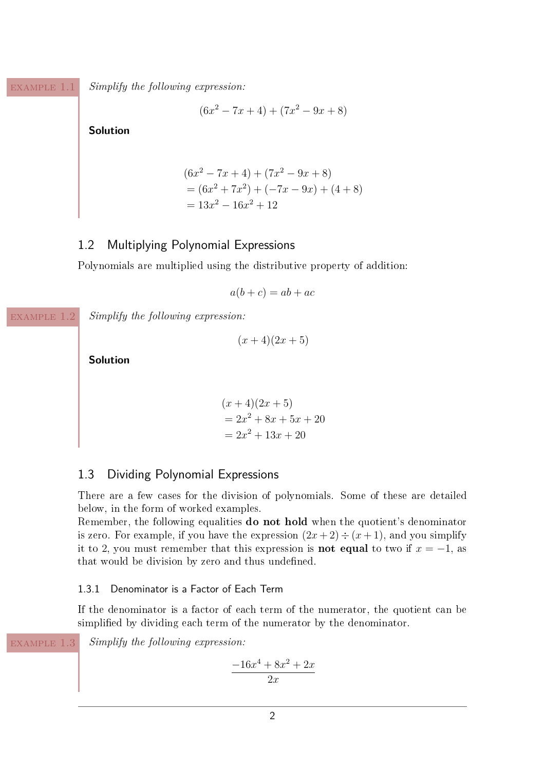EXAMPLE 1.1 *Simplify the following expression:*

$$(6x^2 - 7x + 4) + (7x^2 - 9x + 8)$$

**Solution**

$$
\begin{aligned}
&(6x^2 - 7x + 4) + (7x^2 - 9x + 8) \\
&= (6x^2 + 7x^2) + (-7x - 9x) + (4 + 8) \\
&= 13x^2 - 16x^2 + 12
\end{aligned}
$$

## 1.2 Multiplying Polynomial Expressions

Polynomials are multiplied using the distributive property of addition:

$$a(b + c) = ab + ac$$

EXAMPLE 1.2 *Simplify the following expression:*

$$(x + 4)(2x + 5)$$

**Solution**

$$
\begin{aligned}
&(x + 4)(2x + 5) \\
&= 2x^2 + 8x + 5x + 20 \\
&= 2x^2 + 13x + 20
\end{aligned}
$$

## 1.3 Dividing Polynomial Expressions

There are a few cases for the division of polynomials. Some of these are detailed below, in the form of worked examples.

Remember, the following equalities **do not hold** when the quotient's denominator is zero. For example, if you have the expression $(2x + 2) \div (x + 1)$, and you simplify it to 2, you must remember that this expression is **not equal** to two if $x = -1$, as that would be division by zero and thus undefined.

### 1.3.1 Denominator is a Factor of Each Term

If the denominator is a factor of each term of the numerator, the quotient can be simplified by dividing each term of the numerator by the denominator.

EXAMPLE 1.3 *Simplify the following expression:*

$$\frac{-16x^4 + 8x^2 + 2x}{2x}$$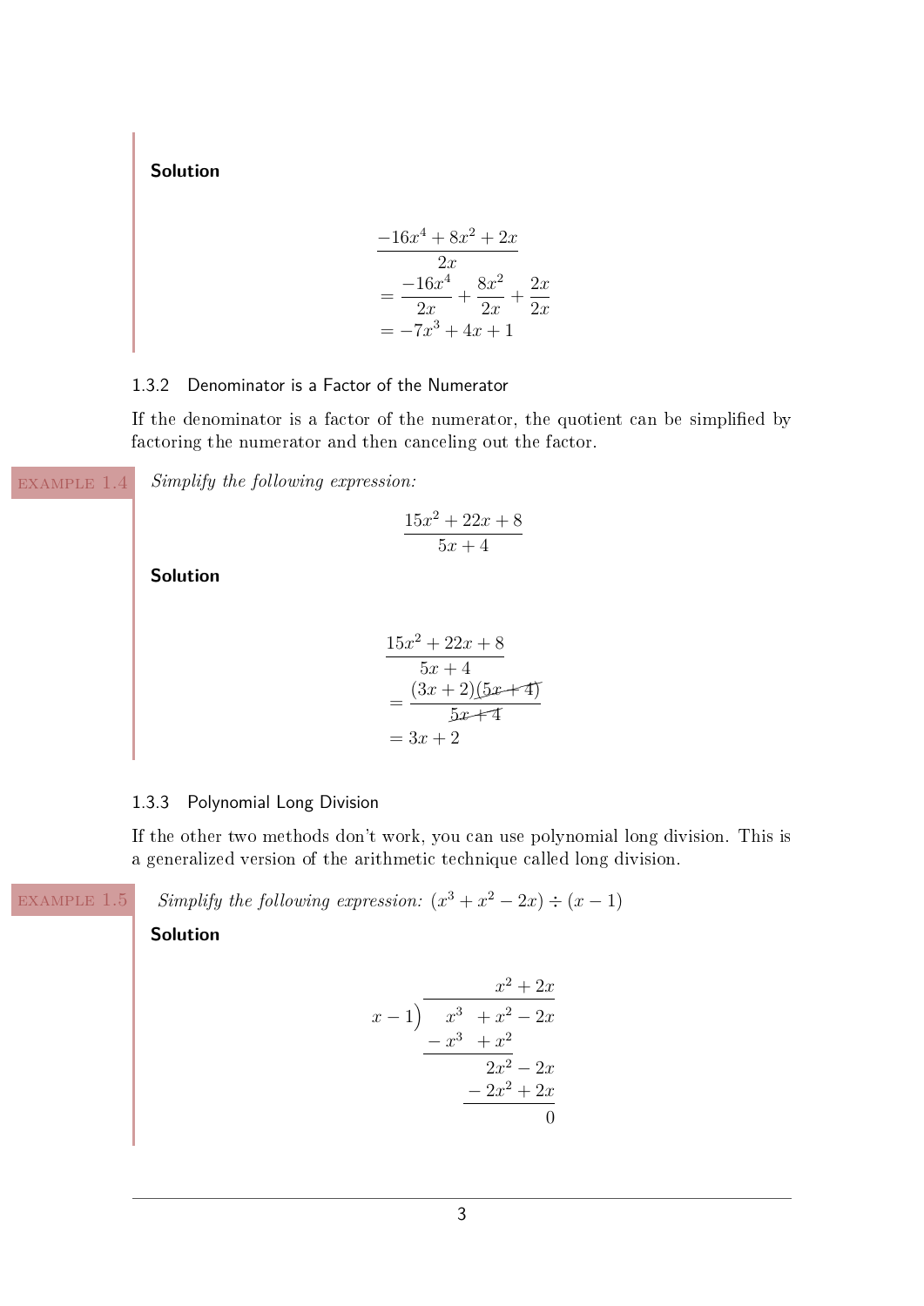**Solution**

$$
\begin{aligned}
&\frac{-16x^4 + 8x^2 + 2x}{2x} \\
&= \frac{-16x^4}{2x} + \frac{8x^2}{2x} + \frac{2x}{2x} \\
&= -7x^3 + 4x + 1
\end{aligned}
$$

### 1.3.2 Denominator is a Factor of the Numerator

If the denominator is a factor of the numerator, the quotient can be simplified by factoring the numerator and then canceling out the factor.

EXAMPLE 1.4 *Simplify the following expression:*

$$\frac{15x^2 + 22x + 8}{5x + 4}$$

**Solution**

$$
\begin{aligned}
&\frac{15x^2 + 22x + 8}{5x + 4} \\
&= \frac{(3x + 2)\cancel{(5x + 4)}}{\cancel{5x + 4}} \\
&= 3x + 2
\end{aligned}
$$

### 1.3.3 Polynomial Long Division

If the other two methods don't work, you can use polynomial long division. This is a generalized version of the arithmetic technique called long division.

EXAMPLE 1.5 *Simplify the following expression:* $(x^3 + x^2 - 2x) \div (x - 1)$

**Solution**

$$
\begin{array}{r|l}
 & x^2 + 2x \\
\hline
x - 1 & x^3 + x^2 - 2x \\
 & -x^3 + x^2 \\
\hline
 & 2x^2 - 2x \\
 & -2x^2 + 2x \\
\hline
 & 0
\end{array}
$$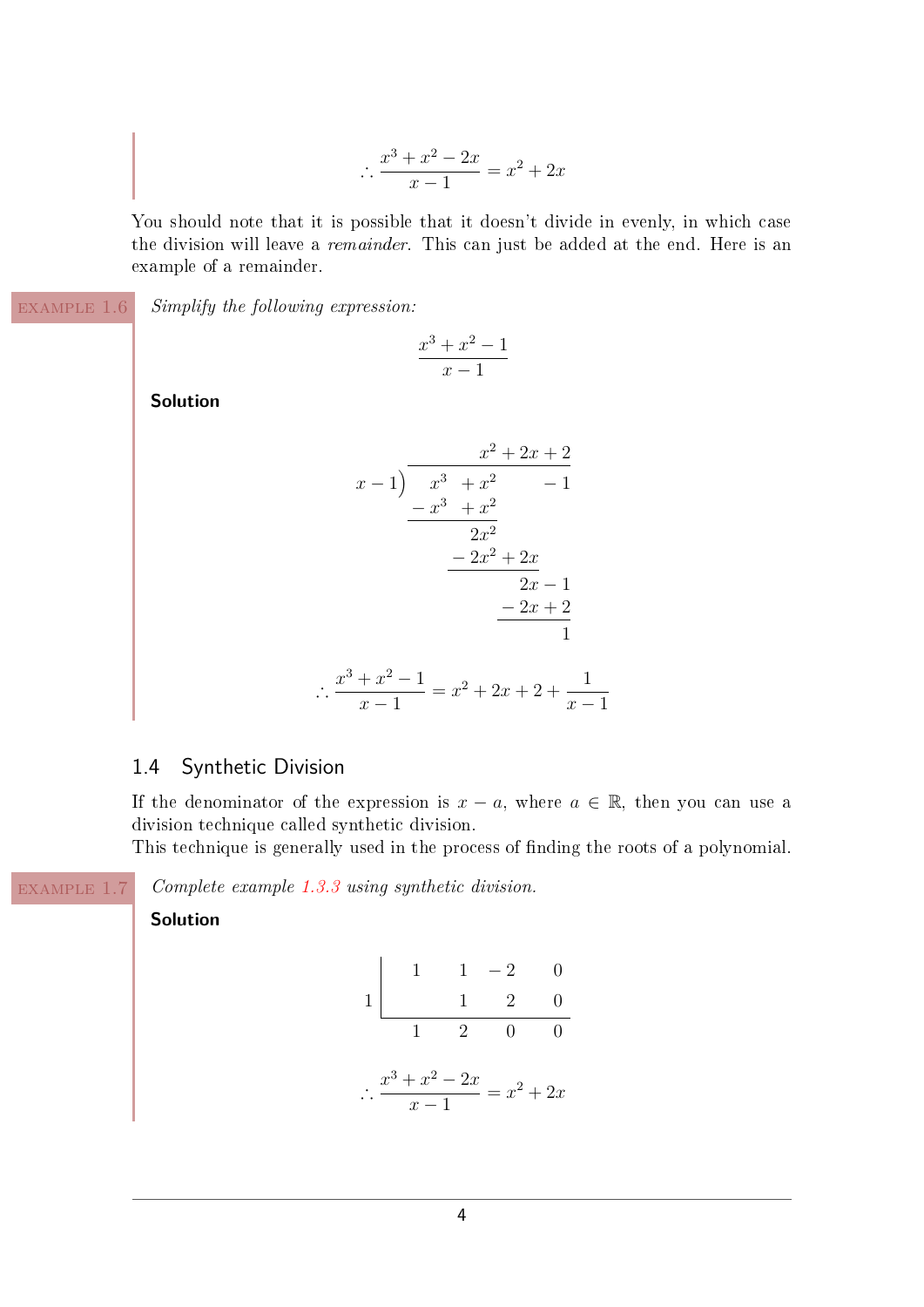$$\therefore \frac{x^3 + x^2 - 2x}{x - 1} = x^2 + 2x$$

You should note that it is possible that it doesn't divide in evenly, in which case the division will leave a *remainder*. This can just be added at the end. Here is an example of a remainder.

EXAMPLE 1.6 *Simplify the following expression:*

$$\frac{x^3 + x^2 - 1}{x - 1}$$

**Solution**

$$\begin{array}{r} x^2 + 2x + 2 \\ x - 1 \overline{\big) \; x^3 \; + x^2 \qquad - 1} \\ \underline{- x^3 \; + x^2} \qquad\qquad \\ 2x^2 \qquad\quad \\ \underline{- 2x^2 + 2x} \quad\; \\ 2x - 1 \\ \underline{- 2x + 2} \\ 1 \end{array}$$

$$\therefore \frac{x^3 + x^2 - 1}{x - 1} = x^2 + 2x + 2 + \frac{1}{x - 1}$$

## 1.4 Synthetic Division

If the denominator of the expression is $x - a$, where $a \in \mathbb{R}$, then you can use a division technique called synthetic division.
This technique is generally used in the process of finding the roots of a polynomial.

EXAMPLE 1.7 *Complete example 1.3.3 using synthetic division.*

**Solution**

$$\begin{array}{c|cccc} & 1 & 1 & -2 & 0 \\ 1 & & 1 & 2 & 0 \\ \hline & 1 & 2 & 0 & 0 \end{array}$$

$$\therefore \frac{x^3 + x^2 - 2x}{x - 1} = x^2 + 2x$$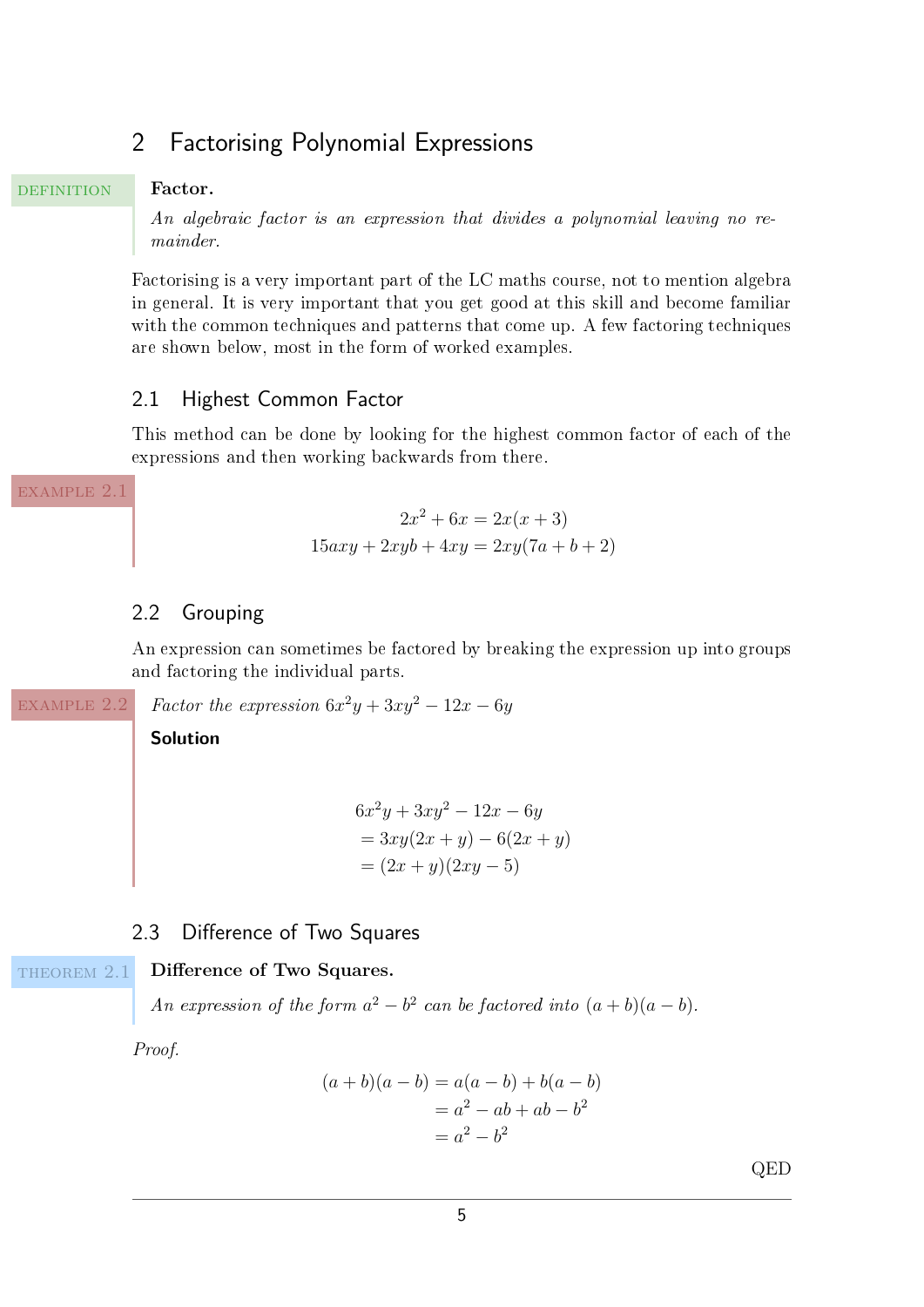# 2 Factorising Polynomial Expressions

DEFINITION **Factor.**

*An algebraic factor is an expression that divides a polynomial leaving no remainder.*

Factorising is a very important part of the LC maths course, not to mention algebra in general. It is very important that you get good at this skill and become familiar with the common techniques and patterns that come up. A few factoring techniques are shown below, most in the form of worked examples.

## 2.1 Highest Common Factor

This method can be done by looking for the highest common factor of each of the expressions and then working backwards from there.

EXAMPLE 2.1

$$2x^2 + 6x = 2x(x + 3)$$
$$15axy + 2xyb + 4xy = 2xy(7a + b + 2)$$

## 2.2 Grouping

An expression can sometimes be factored by breaking the expression up into groups and factoring the individual parts.

EXAMPLE 2.2 *Factor the expression* $6x^2y + 3xy^2 - 12x - 6y$

**Solution**

$$\begin{aligned}
&6x^2y + 3xy^2 - 12x - 6y \\
&= 3xy(2x + y) - 6(2x + y) \\
&= (2x + y)(2xy - 5)
\end{aligned}$$

## 2.3 Difference of Two Squares

THEOREM 2.1 **Difference of Two Squares.**

*An expression of the form* $a^2 - b^2$ *can be factored into* $(a + b)(a - b)$.

*Proof.*

$$\begin{aligned}
(a + b)(a - b) &= a(a - b) + b(a - b) \\
&= a^2 - ab + ab - b^2 \\
&= a^2 - b^2
\end{aligned}$$

QED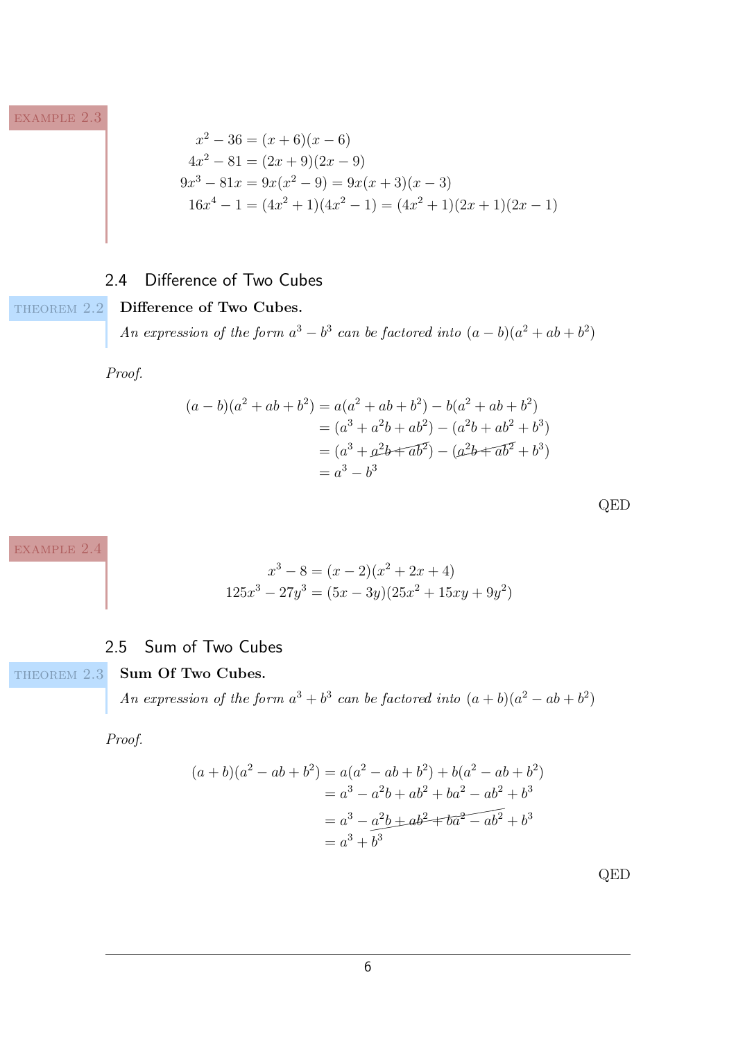EXAMPLE 2.3

$$
\begin{aligned}
x^2 - 36 &= (x+6)(x-6) \\
4x^2 - 81 &= (2x+9)(2x-9) \\
9x^3 - 81x &= 9x(x^2-9) = 9x(x+3)(x-3) \\
16x^4 - 1 &= (4x^2+1)(4x^2-1) = (4x^2+1)(2x+1)(2x-1)
\end{aligned}
$$

## 2.4 Difference of Two Cubes

THEOREM 2.2 **Difference of Two Cubes.**

*An expression of the form $a^3 - b^3$ can be factored into $(a-b)(a^2+ab+b^2)$*

*Proof.*

$$
\begin{aligned}
(a-b)(a^2+ab+b^2) &= a(a^2+ab+b^2) - b(a^2+ab+b^2) \\
&= (a^3+a^2b+ab^2) - (a^2b+ab^2+b^3) \\
&= (a^3+\cancel{a^2b+ab^2}) - (\cancel{a^2b+ab^2}+b^3) \\
&= a^3 - b^3
\end{aligned}
$$

QED

EXAMPLE 2.4

$$
\begin{aligned}
x^3 - 8 &= (x-2)(x^2+2x+4) \\
125x^3 - 27y^3 &= (5x-3y)(25x^2+15xy+9y^2)
\end{aligned}
$$

## 2.5 Sum of Two Cubes

THEOREM 2.3 **Sum Of Two Cubes.**

*An expression of the form $a^3 + b^3$ can be factored into $(a+b)(a^2-ab+b^2)$*

*Proof.*

$$
\begin{aligned}
(a+b)(a^2-ab+b^2) &= a(a^2-ab+b^2) + b(a^2-ab+b^2) \\
&= a^3 - a^2b + ab^2 + ba^2 - ab^2 + b^3 \\
&= a^3 - \cancel{a^2b + ab^2 + ba^2 - ab^2} + b^3 \\
&= a^3 + b^3
\end{aligned}
$$

QED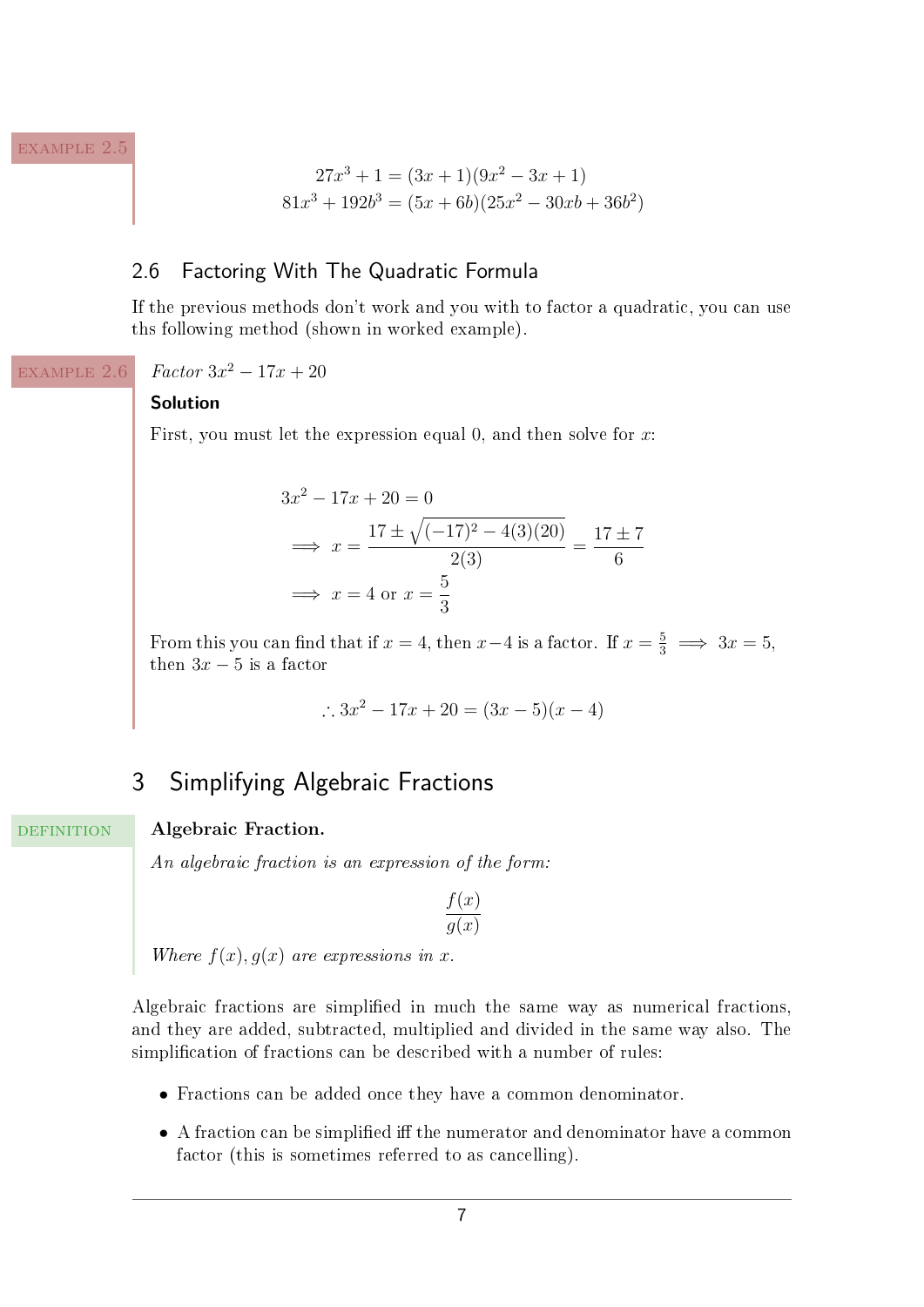**Example 2.5**

$$27x^3 + 1 = (3x+1)(9x^2 - 3x + 1)$$
$$81x^3 + 192b^3 = (5x+6b)(25x^2 - 30xb + 36b^2)$$

## 2.6 Factoring With The Quadratic Formula

If the previous methods don't work and you with to factor a quadratic, you can use ths following method (shown in worked example).

**Example 2.6**

*Factor* $3x^2 - 17x + 20$

**Solution**

First, you must let the expression equal 0, and then solve for $x$:

$$3x^2 - 17x + 20 = 0$$
$$\implies x = \frac{17 \pm \sqrt{(-17)^2 - 4(3)(20)}}{2(3)} = \frac{17 \pm 7}{6}$$
$$\implies x = 4 \text{ or } x = \frac{5}{3}$$

From this you can find that if $x = 4$, then $x - 4$ is a factor. If $x = \frac{5}{3} \implies 3x = 5$, then $3x - 5$ is a factor

$$\therefore 3x^2 - 17x + 20 = (3x-5)(x-4)$$

# 3 Simplifying Algebraic Fractions

**Definition**

**Algebraic Fraction.**

*An algebraic fraction is an expression of the form:*

$$\frac{f(x)}{g(x)}$$

*Where* $f(x), g(x)$ *are expressions in* $x$.

Algebraic fractions are simplified in much the same way as numerical fractions, and they are added, subtracted, multiplied and divided in the same way also. The simplification of fractions can be described with a number of rules:

- Fractions can be added once they have a common denominator.
- A fraction can be simplified iff the numerator and denominator have a common factor (this is sometimes referred to as cancelling).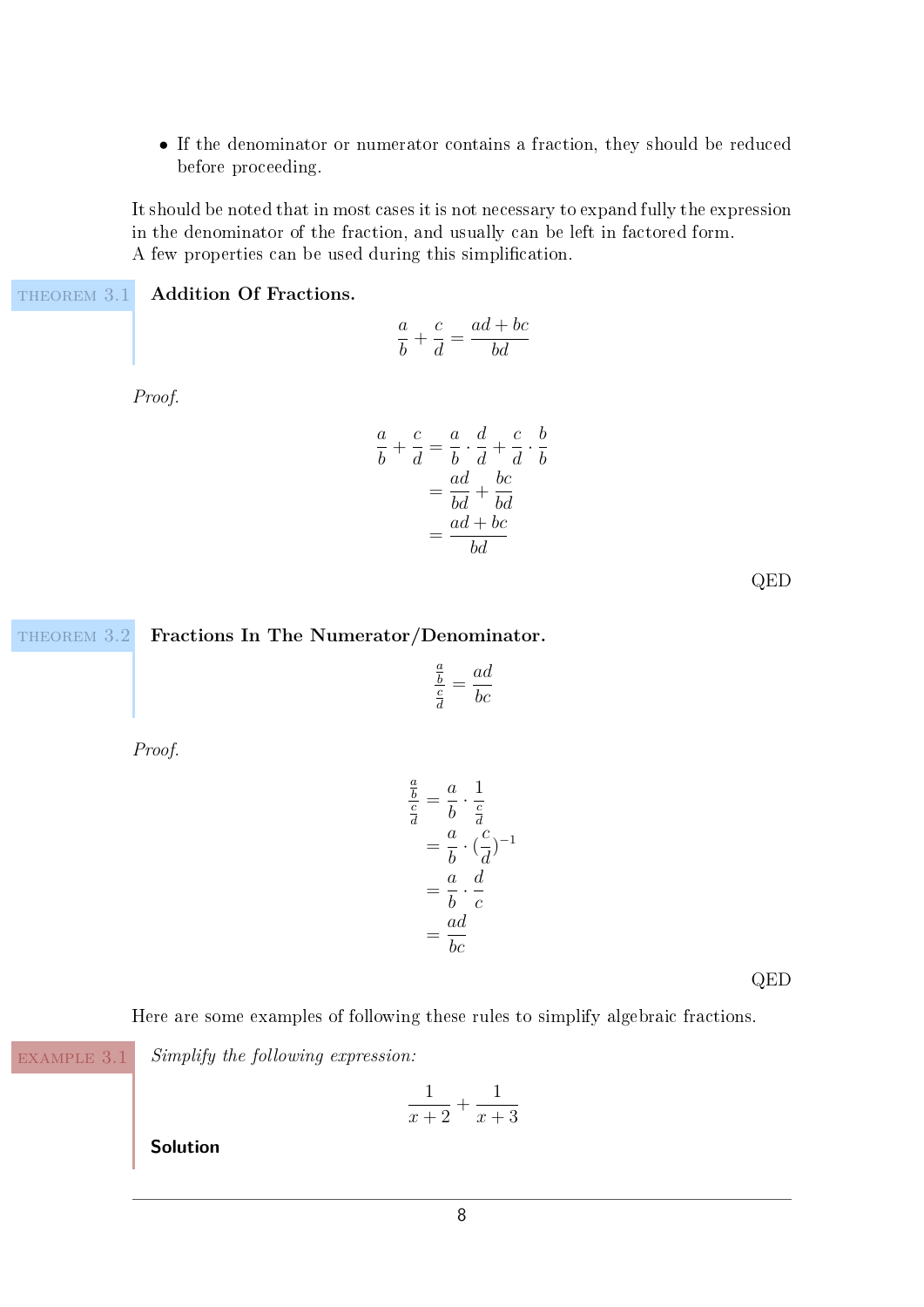- If the denominator or numerator contains a fraction, they should be reduced before proceeding.

It should be noted that in most cases it is not necessary to expand fully the expression in the denominator of the fraction, and usually can be left in factored form.
A few properties can be used during this simplification.

**THEOREM 3.1** **Addition Of Fractions.**

$$\frac{a}{b} + \frac{c}{d} = \frac{ad + bc}{bd}$$

*Proof.*

$$\begin{aligned}
\frac{a}{b} + \frac{c}{d} &= \frac{a}{b} \cdot \frac{d}{d} + \frac{c}{d} \cdot \frac{b}{b} \\
&= \frac{ad}{bd} + \frac{bc}{bd} \\
&= \frac{ad + bc}{bd}
\end{aligned}$$

QED

**THEOREM 3.2** **Fractions In The Numerator/Denominator.**

$$\frac{\frac{a}{b}}{\frac{c}{d}} = \frac{ad}{bc}$$

*Proof.*

$$\begin{aligned}
\frac{\frac{a}{b}}{\frac{c}{d}} &= \frac{a}{b} \cdot \frac{1}{\frac{c}{d}} \\
&= \frac{a}{b} \cdot (\frac{c}{d})^{-1} \\
&= \frac{a}{b} \cdot \frac{d}{c} \\
&= \frac{ad}{bc}
\end{aligned}$$

QED

Here are some examples of following these rules to simplify algebraic fractions.

**EXAMPLE 3.1** *Simplify the following expression:*

$$\frac{1}{x+2} + \frac{1}{x+3}$$

**Solution**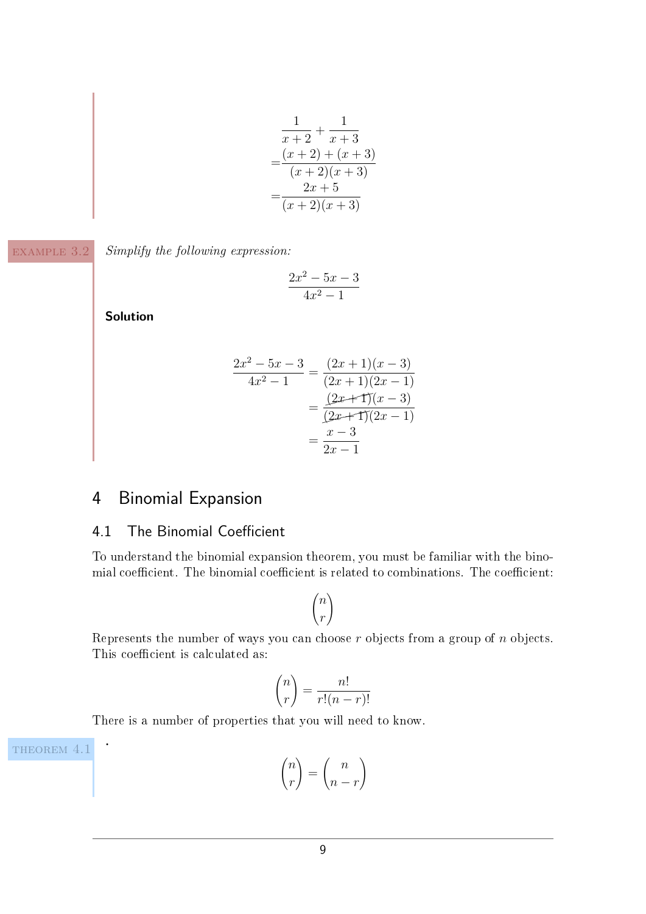$$
\begin{aligned}
&\frac{1}{x+2}+\frac{1}{x+3} \\
=&\frac{(x+2)+(x+3)}{(x+2)(x+3)} \\
=&\frac{2x+5}{(x+2)(x+3)}
\end{aligned}
$$

EXAMPLE 3.2 *Simplify the following expression:*

$$\frac{2x^2-5x-3}{4x^2-1}$$

**Solution**

$$
\begin{aligned}
\frac{2x^2-5x-3}{4x^2-1} &= \frac{(2x+1)(x-3)}{(2x+1)(2x-1)} \\
&= \frac{\cancel{(2x+1)}(x-3)}{\cancel{(2x+1)}(2x-1)} \\
&= \frac{x-3}{2x-1}
\end{aligned}
$$

# 4 Binomial Expansion

## 4.1 The Binomial Coefficient

To understand the binomial expansion theorem, you must be familiar with the binomial coefficient. The binomial coefficient is related to combinations. The coefficient:

$$\binom{n}{r}$$

Represents the number of ways you can choose $r$ objects from a group of $n$ objects. This coefficient is calculated as:

$$\binom{n}{r} = \frac{n!}{r!(n-r)!}$$

There is a number of properties that you will need to know.

THEOREM 4.1 .

$$\binom{n}{r} = \binom{n}{n-r}$$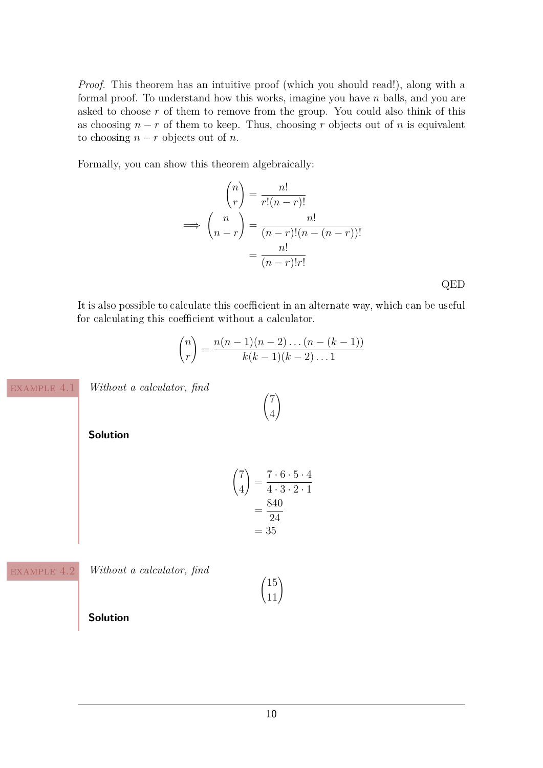*Proof.* This theorem has an intuitive proof (which you should read!), along with a formal proof. To understand how this works, imagine you have $n$ balls, and you are asked to choose $r$ of them to remove from the group. You could also think of this as choosing $n-r$ of them to keep. Thus, choosing $r$ objects out of $n$ is equivalent to choosing $n-r$ objects out of $n$.

Formally, you can show this theorem algebraically:

$$
\begin{aligned}
\binom{n}{r} &= \frac{n!}{r!(n-r)!} \\
\implies \binom{n}{n-r} &= \frac{n!}{(n-r)!(n-(n-r))!} \\
&= \frac{n!}{(n-r)!r!}
\end{aligned}
$$

QED

It is also possible to calculate this coefficient in an alternate way, which can be useful for calculating this coefficient without a calculator.

$$\binom{n}{r} = \frac{n(n-1)(n-2)\dots(n-(k-1))}{k(k-1)(k-2)\dots 1}$$

EXAMPLE 4.1 *Without a calculator, find*

$$\binom{7}{4}$$

**Solution**

$$
\begin{aligned}
\binom{7}{4} &= \frac{7 \cdot 6 \cdot 5 \cdot 4}{4 \cdot 3 \cdot 2 \cdot 1} \\
&= \frac{840}{24} \\
&= 35
\end{aligned}
$$

EXAMPLE 4.2 *Without a calculator, find*

$$\binom{15}{11}$$

**Solution**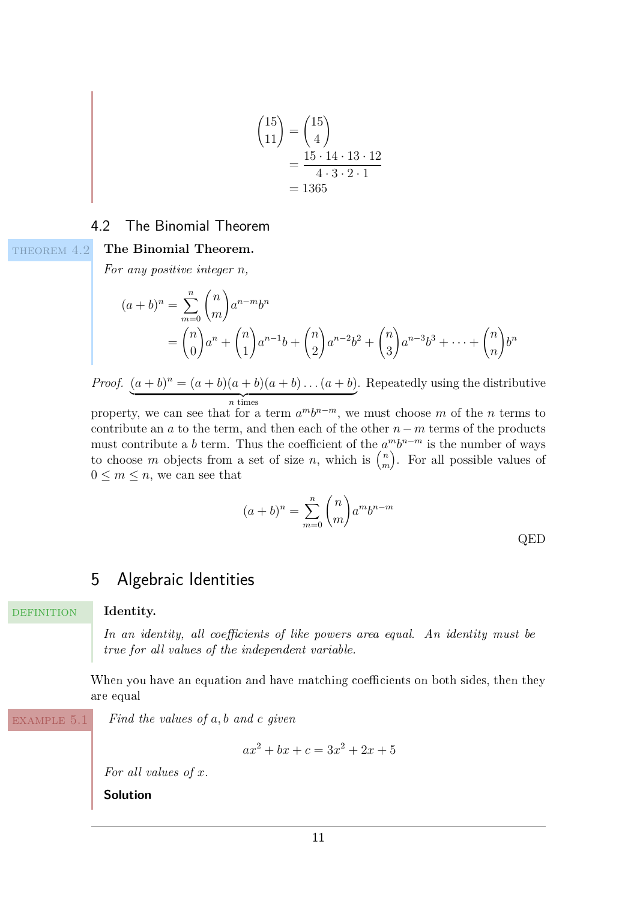$$
\begin{aligned}
\binom{15}{11} &= \binom{15}{4} \\
&= \frac{15 \cdot 14 \cdot 13 \cdot 12}{4 \cdot 3 \cdot 2 \cdot 1} \\
&= 1365
\end{aligned}
$$

## 4.2 The Binomial Theorem

THEOREM 4.2 **The Binomial Theorem.**

*For any positive integer $n$,*

$$
\begin{aligned}
(a+b)^n &= \sum_{m=0}^{n} \binom{n}{m} a^{n-m} b^n \\
&= \binom{n}{0} a^n + \binom{n}{1} a^{n-1} b + \binom{n}{2} a^{n-2} b^2 + \binom{n}{3} a^{n-3} b^3 + \cdots + \binom{n}{n} b^n
\end{aligned}
$$

*Proof.* $\underbrace{(a+b)^n = (a+b)(a+b)(a+b)\ldots(a+b)}_{n \text{ times}}$. Repeatedly using the distributive property, we can see that for a term $a^m b^{n-m}$, we must choose $m$ of the $n$ terms to contribute an $a$ to the term, and then each of the other $n-m$ terms of the products must contribute a $b$ term. Thus the coefficient of the $a^m b^{n-m}$ is the number of ways to choose $m$ objects from a set of size $n$, which is $\binom{n}{m}$. For all possible values of $0 \le m \le n$, we can see that

$$
(a+b)^n = \sum_{m=0}^{n} \binom{n}{m} a^m b^{n-m}
$$

QED

# 5 Algebraic Identities

DEFINITION **Identity.**

*In an identity, all coefficients of like powers area equal. An identity must be true for all values of the independent variable.*

When you have an equation and have matching coefficients on both sides, then they are equal

EXAMPLE 5.1 *Find the values of $a, b$ and $c$ given*

$$
ax^2 + bx + c = 3x^2 + 2x + 5
$$

*For all values of $x$.*

**Solution**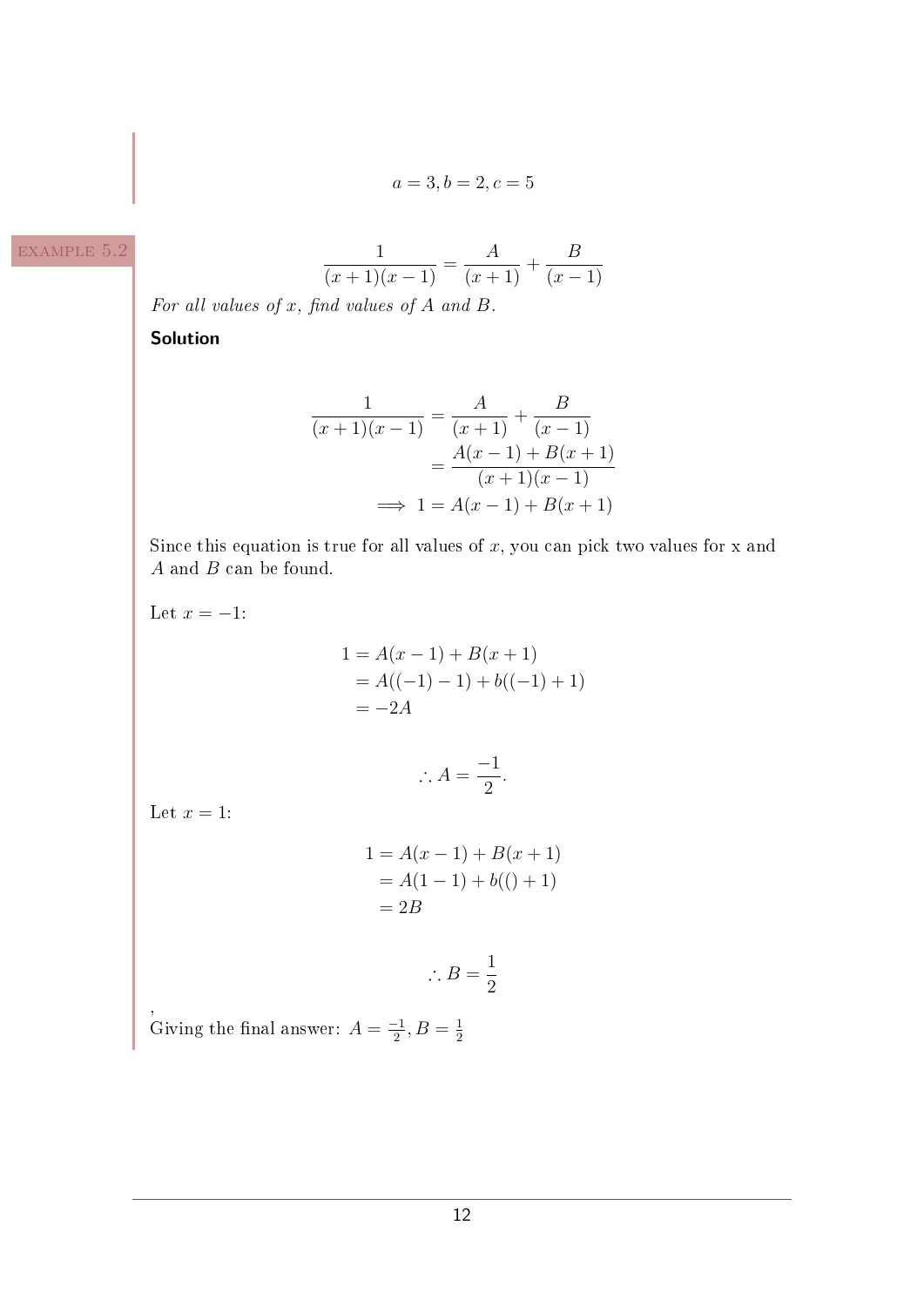$$a = 3, b = 2, c = 5$$

EXAMPLE 5.2

$$\frac{1}{(x+1)(x-1)} = \frac{A}{(x+1)} + \frac{B}{(x-1)}$$

*For all values of $x$, find values of $A$ and $B$.*

**Solution**

$$\begin{aligned}
\frac{1}{(x+1)(x-1)} &= \frac{A}{(x+1)} + \frac{B}{(x-1)} \\
&= \frac{A(x-1) + B(x+1)}{(x+1)(x-1)} \\
\implies 1 &= A(x-1) + B(x+1)
\end{aligned}$$

Since this equation is true for all values of $x$, you can pick two values for x and $A$ and $B$ can be found.

Let $x = -1$:

$$\begin{aligned}
1 &= A(x-1) + B(x+1) \\
&= A((-1)-1) + b((-1)+1) \\
&= -2A
\end{aligned}$$

$$\therefore A = \frac{-1}{2}.$$

Let $x = 1$:

$$\begin{aligned}
1 &= A(x-1) + B(x+1) \\
&= A(1-1) + b(()+1) \\
&= 2B
\end{aligned}$$

$$\therefore B = \frac{1}{2}$$

,
Giving the final answer: $A = \frac{-1}{2}, B = \frac{1}{2}$